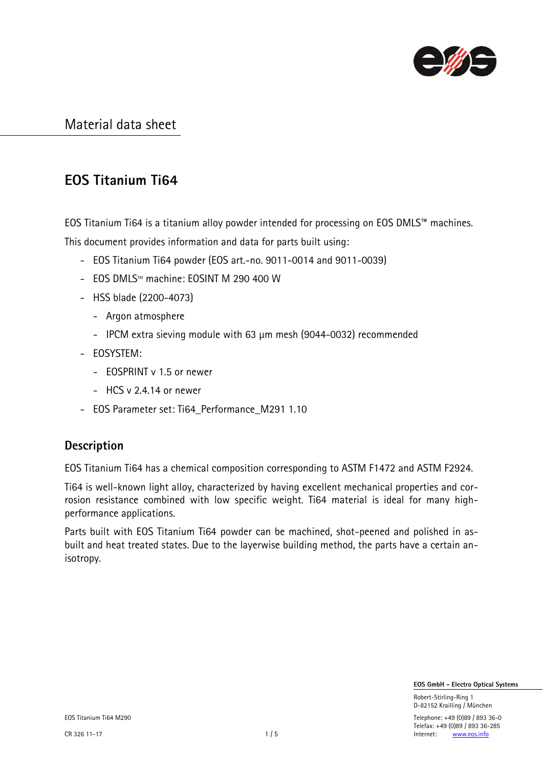Material data sheet

# EOS Titanium Ti64

EOS Titanium Ti64 is a titanium alloy powder intended for processing on EOS DMLS™ machines.

This document provides information and data for parts built using:

- EOS Titanium Ti64 powder (EOS art.-no. 9011-0014 and 9011-0039)
- EOS DMLS™ machine: EOSINT M 290 400 W
- HSS blade (2200-4073)
  - Argon atmosphere
  - IPCM extra sieving module with 63 µm mesh (9044-0032) recommended
- EOSYSTEM:
  - EOSPRINT v 1.5 or newer
  - HCS v 2.4.14 or newer
- EOS Parameter set: Ti64_Performance_M291 1.10

## Description

EOS Titanium Ti64 has a chemical composition corresponding to ASTM F1472 and ASTM F2924.

Ti64 is well-known light alloy, characterized by having excellent mechanical properties and corrosion resistance combined with low specific weight. Ti64 material is ideal for many high-performance applications.

Parts built with EOS Titanium Ti64 powder can be machined, shot-peened and polished in as-built and heat treated states. Due to the layerwise building method, the parts have a certain anisotropy.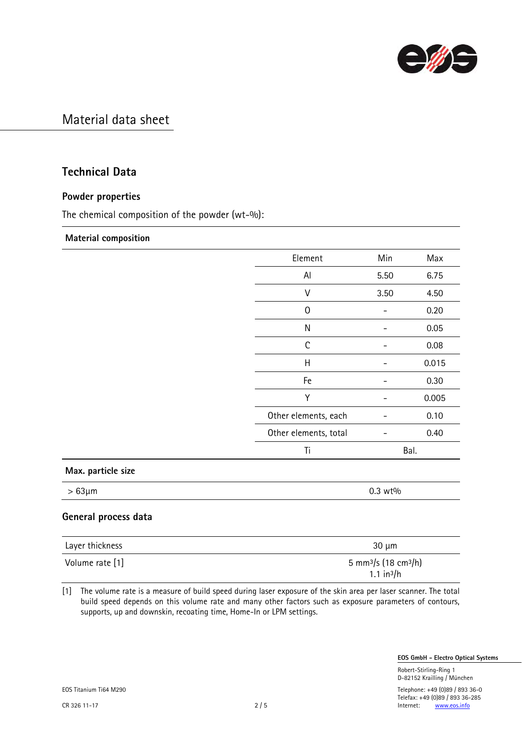# Material data sheet

## Technical Data

### Powder properties

The chemical composition of the powder (wt-%):

**Material composition**

| Element | Min | Max |
|---|---|---|
| Al | 5.50 | 6.75 |
| V | 3.50 | 4.50 |
| O | - | 0.20 |
| N | - | 0.05 |
| C | - | 0.08 |
| H | - | 0.015 |
| Fe | - | 0.30 |
| Y | - | 0.005 |
| Other elements, each | - | 0.10 |
| Other elements, total | - | 0.40 |
| Ti | Bal. | |

**Max. particle size**

| | |
|---|---|
| > 63µm | 0.3 wt% |

### General process data

| | |
|---|---|
| Layer thickness | 30 µm |
| Volume rate [1] | 5 $mm^3/s$ (18 $cm^3/h$)<br>1.1 $in^3/h$ |

[1] The volume rate is a measure of build speed during laser exposure of the skin area per laser scanner. The total build speed depends on this volume rate and many other factors such as exposure parameters of contours, supports, up and downskin, recoating time, Home-In or LPM settings.

EOS Titanium Ti64 M290

CR 326 11-17

**EOS GmbH - Electro Optical Systems**

Robert-Stirling-Ring 1
D-82152 Krailling / München

Telephone: +49 (0)89 / 893 36-0
Telefax: +49 (0)89 / 893 36-285
Internet: www.eos.info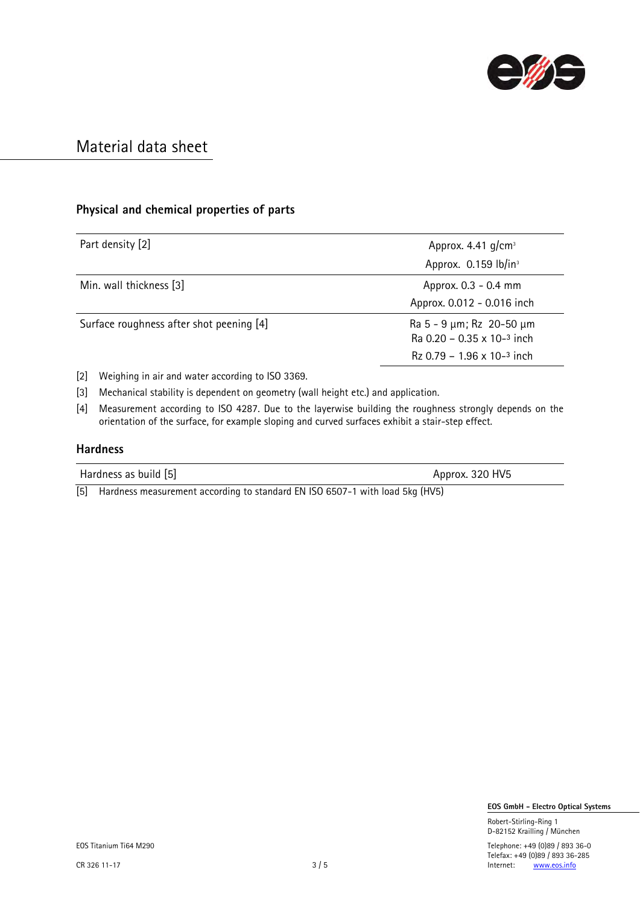# Material data sheet

## Physical and chemical properties of parts

| | |
|---|---|
| Part density [2] | Approx. 4.41 g/cm³<br>Approx. 0.159 lb/in³ |
| Min. wall thickness [3] | Approx. 0.3 - 0.4 mm<br>Approx. 0.012 - 0.016 inch |
| Surface roughness after shot peening [4] | Ra 5 - 9 µm; Rz 20-50 µm<br>Ra 0.20 – 0.35 x $10^{-3}$ inch<br>Rz 0.79 – 1.96 x $10^{-3}$ inch |

[2] Weighing in air and water according to ISO 3369.

[3] Mechanical stability is dependent on geometry (wall height etc.) and application.

[4] Measurement according to ISO 4287. Due to the layerwise building the roughness strongly depends on the orientation of the surface, for example sloping and curved surfaces exhibit a stair-step effect.

## Hardness

| | |
|---|---|
| Hardness as build [5] | Approx. 320 HV5 |

[5] Hardness measurement according to standard EN ISO 6507-1 with load 5kg (HV5)

**EOS GmbH - Electro Optical Systems**

Robert-Stirling-Ring 1
D-82152 Krailling / München

Telephone: +49 (0)89 / 893 36-0
Telefax: +49 (0)89 / 893 36-285
Internet: www.eos.info

EOS Titanium Ti64 M290

CR 326 11-17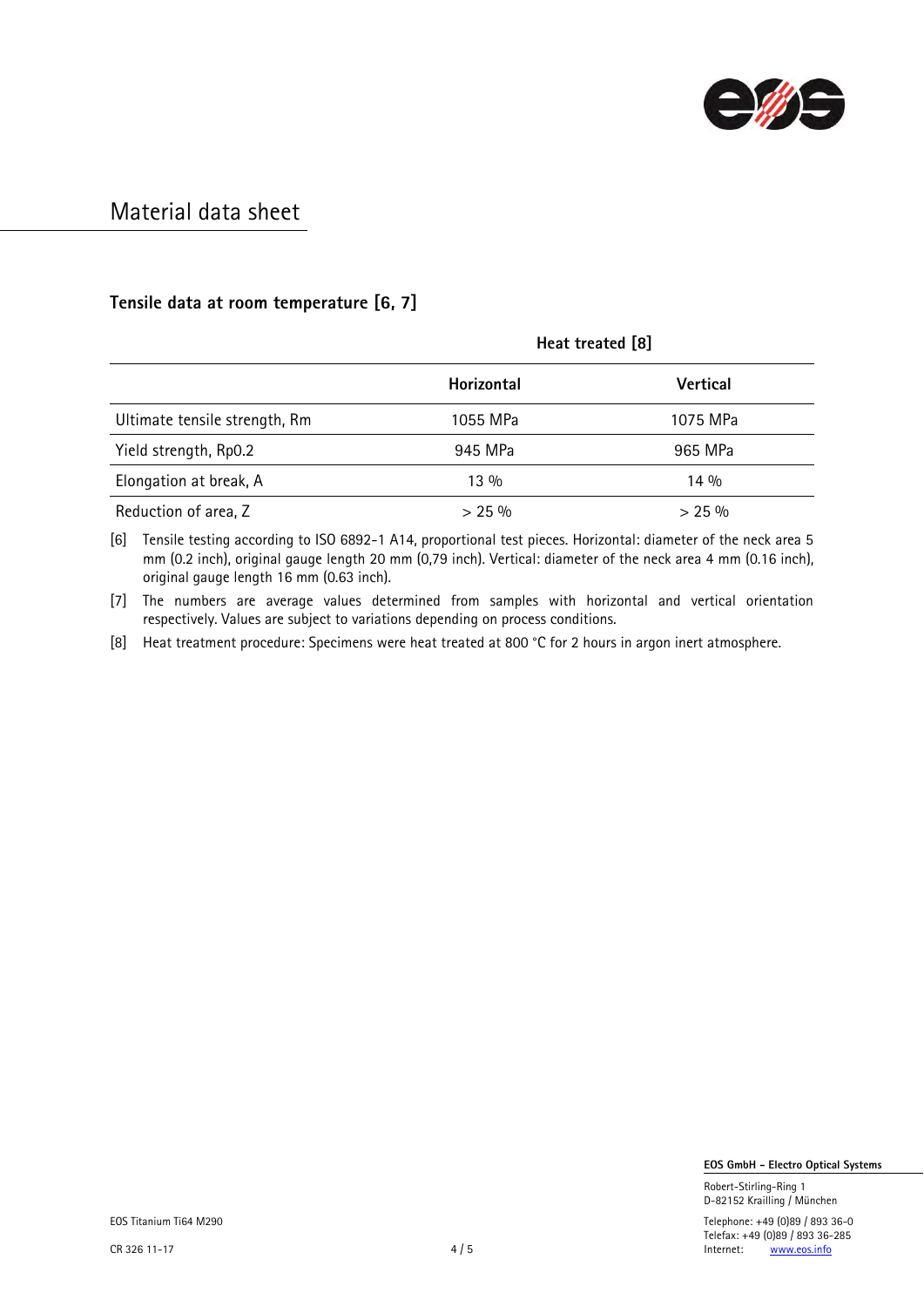# Material data sheet

### Tensile data at room temperature [6, 7]

| | Heat treated [8] | |
|---|---|---|
| | **Horizontal** | **Vertical** |
| Ultimate tensile strength, Rm | 1055 MPa | 1075 MPa |
| Yield strength, Rp0.2 | 945 MPa | 965 MPa |
| Elongation at break, A | 13 % | 14 % |
| Reduction of area, Z | > 25 % | > 25 % |

[6] Tensile testing according to ISO 6892-1 A14, proportional test pieces. Horizontal: diameter of the neck area 5 mm (0.2 inch), original gauge length 20 mm (0,79 inch). Vertical: diameter of the neck area 4 mm (0.16 inch), original gauge length 16 mm (0.63 inch).

[7] The numbers are average values determined from samples with horizontal and vertical orientation respectively. Values are subject to variations depending on process conditions.

[8] Heat treatment procedure: Specimens were heat treated at 800 °C for 2 hours in argon inert atmosphere.

**EOS GmbH - Electro Optical Systems**

Robert-Stirling-Ring 1
D-82152 Krailling / München

Telephone: +49 (0)89 / 893 36-0
Telefax: +49 (0)89 / 893 36-285
Internet: www.eos.info

EOS Titanium Ti64 M290

CR 326 11-17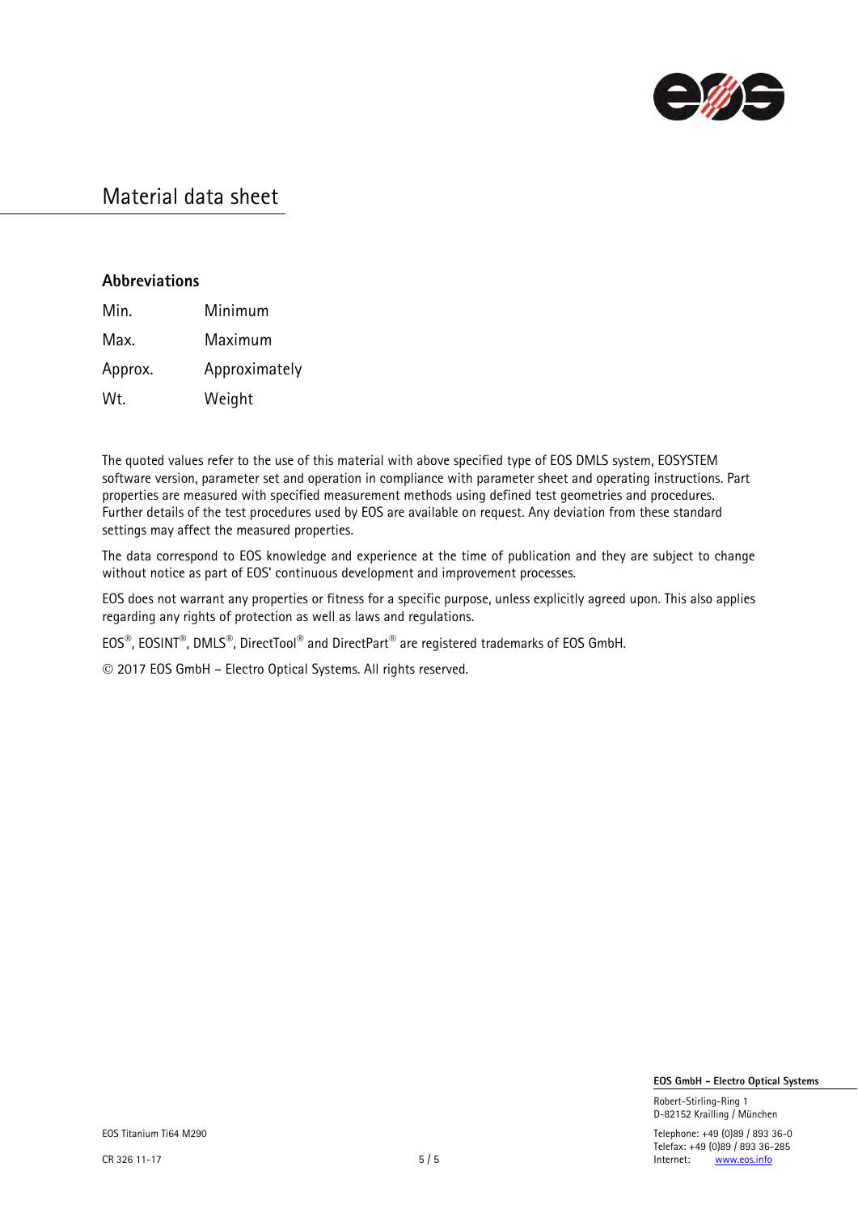# Material data sheet

### Abbreviations

| | |
|---|---|
| Min. | Minimum |
| Max. | Maximum |
| Approx. | Approximately |
| Wt. | Weight |

The quoted values refer to the use of this material with above specified type of EOS DMLS system, EOSYSTEM software version, parameter set and operation in compliance with parameter sheet and operating instructions. Part properties are measured with specified measurement methods using defined test geometries and procedures. Further details of the test procedures used by EOS are available on request. Any deviation from these standard settings may affect the measured properties.

The data correspond to EOS knowledge and experience at the time of publication and they are subject to change without notice as part of EOS' continuous development and improvement processes.

EOS does not warrant any properties or fitness for a specific purpose, unless explicitly agreed upon. This also applies regarding any rights of protection as well as laws and regulations.

EOS®, EOSINT®, DMLS®, DirectTool® and DirectPart® are registered trademarks of EOS GmbH.

© 2017 EOS GmbH – Electro Optical Systems. All rights reserved.

**EOS GmbH - Electro Optical Systems**

Robert-Stirling-Ring 1
D-82152 Krailling / München

Telephone: +49 (0)89 / 893 36-0
Telefax: +49 (0)89 / 893 36-285
Internet: www.eos.info

EOS Titanium Ti64 M290

CR 326 11-17